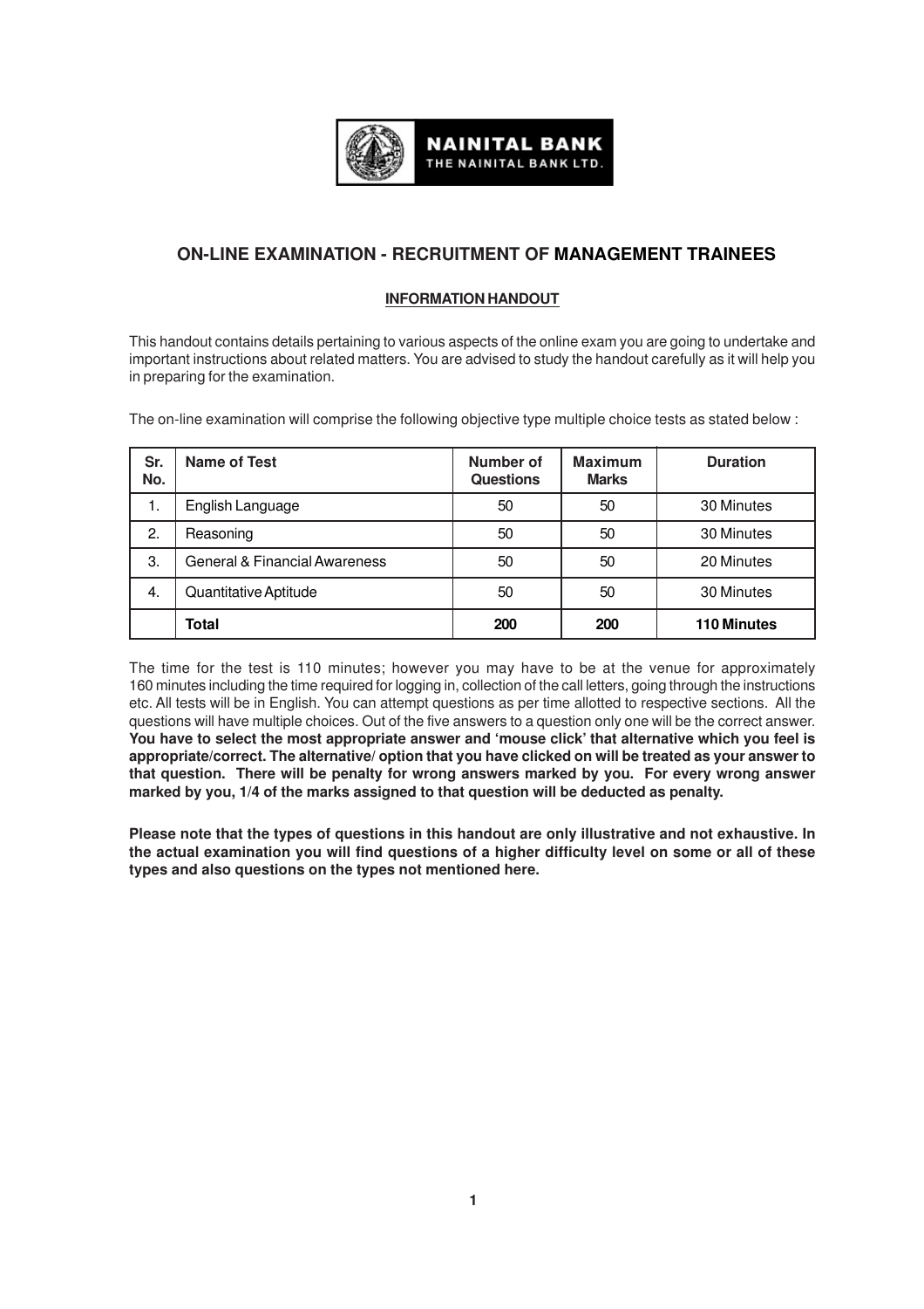NAINITAL BANK
THE NAINITAL BANK LTD.

# ON-LINE EXAMINATION - RECRUITMENT OF MANAGEMENT TRAINEES

## INFORMATION HANDOUT

This handout contains details pertaining to various aspects of the online exam you are going to undertake and important instructions about related matters. You are advised to study the handout carefully as it will help you in preparing for the examination.

The on-line examination will comprise the following objective type multiple choice tests as stated below :

| Sr. No. | Name of Test | Number of Questions | Maximum Marks | Duration |
|---|---|---|---|---|
| 1. | English Language | 50 | 50 | 30 Minutes |
| 2. | Reasoning | 50 | 50 | 30 Minutes |
| 3. | General & Financial Awareness | 50 | 50 | 20 Minutes |
| 4. | Quantitative Aptitude | 50 | 50 | 30 Minutes |
| | **Total** | **200** | **200** | **110 Minutes** |

The time for the test is 110 minutes; however you may have to be at the venue for approximately 160 minutes including the time required for logging in, collection of the call letters, going through the instructions etc. All tests will be in English. You can attempt questions as per time allotted to respective sections. All the questions will have multiple choices. Out of the five answers to a question only one will be the correct answer. **You have to select the most appropriate answer and 'mouse click' that alternative which you feel is appropriate/correct. The alternative/ option that you have clicked on will be treated as your answer to that question. There will be penalty for wrong answers marked by you. For every wrong answer marked by you, 1/4 of the marks assigned to that question will be deducted as penalty.**

**Please note that the types of questions in this handout are only illustrative and not exhaustive. In the actual examination you will find questions of a higher difficulty level on some or all of these types and also questions on the types not mentioned here.**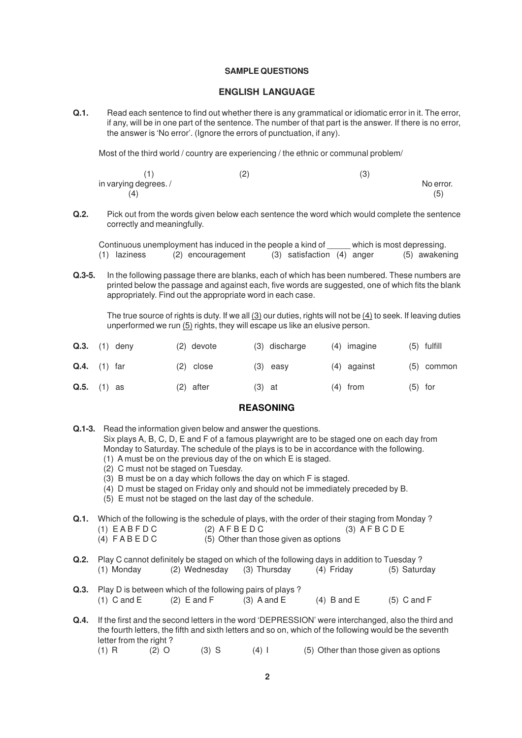## SAMPLE QUESTIONS

## ENGLISH LANGUAGE

**Q.1.** Read each sentence to find out whether there is any grammatical or idiomatic error in it. The error, if any, will be in one part of the sentence. The number of that part is the answer. If there is no error, the answer is 'No error'. (Ignore the errors of punctuation, if any).

Most of the third world / country are experiencing / the ethnic or communal problem/ in varying degrees. / No error.

(1) Most of the third world /
(2) country are experiencing /
(3) the ethnic or communal problem/
(4) in varying degrees. /
(5) No error.

**Q.2.** Pick out from the words given below each sentence the word which would complete the sentence correctly and meaningfully.

Continuous unemployment has induced in the people a kind of _____ which is most depressing.
(1) laziness (2) encouragement (3) satisfaction (4) anger (5) awakening

**Q.3-5.** In the following passage there are blanks, each of which has been numbered. These numbers are printed below the passage and against each, five words are suggested, one of which fits the blank appropriately. Find out the appropriate word in each case.

The true source of rights is duty. If we all (3) our duties, rights will not be (4) to seek. If leaving duties unperformed we run (5) rights, they will escape us like an elusive person.

**Q.3.** (1) deny (2) devote (3) discharge (4) imagine (5) fulfill

**Q.4.** (1) far (2) close (3) easy (4) against (5) common

**Q.5.** (1) as (2) after (3) at (4) from (5) for

## REASONING

**Q.1-3.** Read the information given below and answer the questions.
Six plays A, B, C, D, E and F of a famous playwright are to be staged one on each day from Monday to Saturday. The schedule of the plays is to be in accordance with the following.
(1) A must be on the previous day of the on which E is staged.
(2) C must not be staged on Tuesday.
(3) B must be on a day which follows the day on which F is staged.
(4) D must be staged on Friday only and should not be immediately preceded by B.
(5) E must not be staged on the last day of the schedule.

**Q.1.** Which of the following is the schedule of plays, with the order of their staging from Monday ?
(1) E A B F D C (2) A F B E D C (3) A F B C D E
(4) F A B E D C (5) Other than those given as options

**Q.2.** Play C cannot definitely be staged on which of the following days in addition to Tuesday ?
(1) Monday (2) Wednesday (3) Thursday (4) Friday (5) Saturday

**Q.3.** Play D is between which of the following pairs of plays ?
(1) C and E (2) E and F (3) A and E (4) B and E (5) C and F

**Q.4.** If the first and the second letters in the word 'DEPRESSION' were interchanged, also the third and the fourth letters, the fifth and sixth letters and so on, which of the following would be the seventh letter from the right ?
(1) R (2) O (3) S (4) I (5) Other than those given as options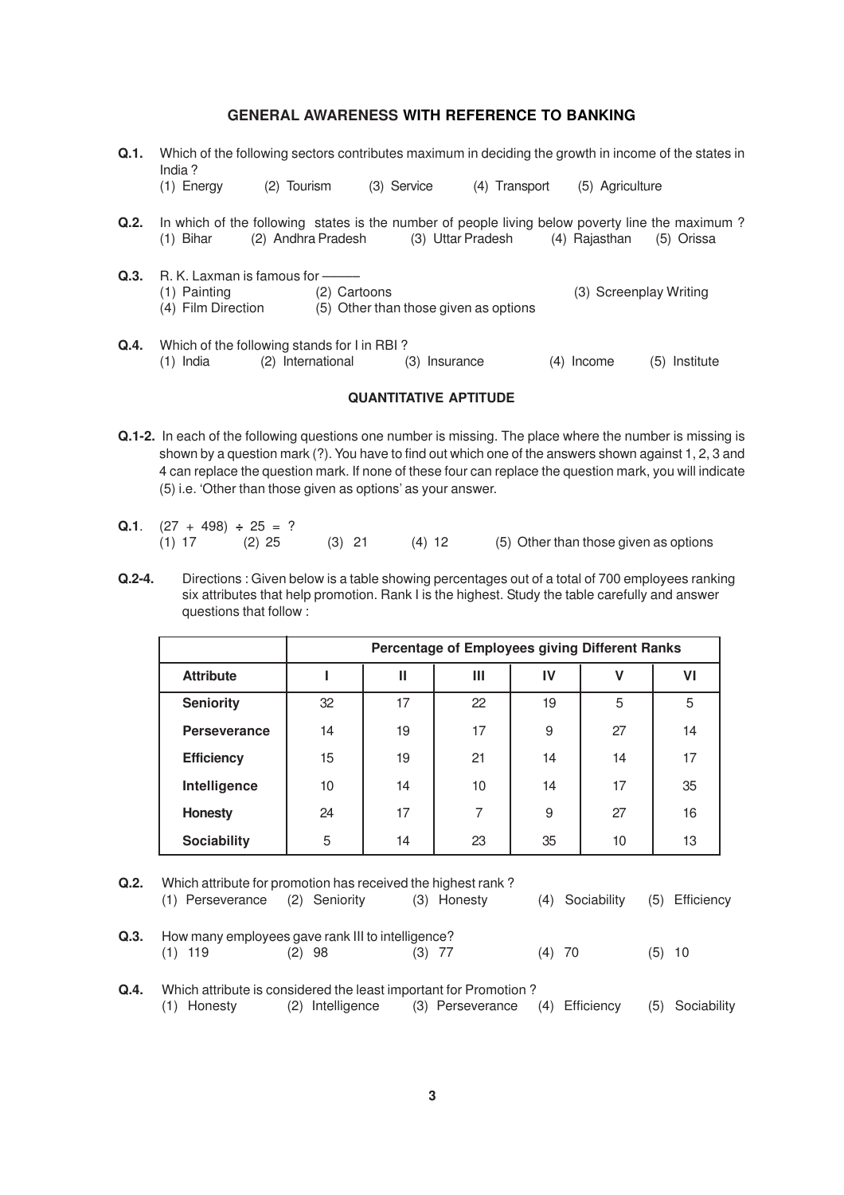## GENERAL AWARENESS WITH REFERENCE TO BANKING

**Q.1.** Which of the following sectors contributes maximum in deciding the growth in income of the states in India ?
(1) Energy (2) Tourism (3) Service (4) Transport (5) Agriculture

**Q.2.** In which of the following states is the number of people living below poverty line the maximum ?
(1) Bihar (2) Andhra Pradesh (3) Uttar Pradesh (4) Rajasthan (5) Orissa

**Q.3.** R. K. Laxman is famous for ———
(1) Painting (2) Cartoons (3) Screenplay Writing
(4) Film Direction (5) Other than those given as options

**Q.4.** Which of the following stands for I in RBI ?
(1) India (2) International (3) Insurance (4) Income (5) Institute

## QUANTITATIVE APTITUDE

**Q.1-2.** In each of the following questions one number is missing. The place where the number is missing is shown by a question mark (?). You have to find out which one of the answers shown against 1, 2, 3 and 4 can replace the question mark. If none of these four can replace the question mark, you will indicate (5) i.e. 'Other than those given as options' as your answer.

**Q.1**. $(27 + 498) \div 25 = ?$
(1) 17 (2) 25 (3) 21 (4) 12 (5) Other than those given as options

**Q.2-4.** Directions : Given below is a table showing percentages out of a total of 700 employees ranking six attributes that help promotion. Rank I is the highest. Study the table carefully and answer questions that follow :

| | Percentage of Employees giving Different Ranks | | | | | |
|---|---|---|---|---|---|---|
| **Attribute** | **I** | **II** | **III** | **IV** | **V** | **VI** |
| **Seniority** | 32 | 17 | 22 | 19 | 5 | 5 |
| **Perseverance** | 14 | 19 | 17 | 9 | 27 | 14 |
| **Efficiency** | 15 | 19 | 21 | 14 | 14 | 17 |
| **Intelligence** | 10 | 14 | 10 | 14 | 17 | 35 |
| **Honesty** | 24 | 17 | 7 | 9 | 27 | 16 |
| **Sociability** | 5 | 14 | 23 | 35 | 10 | 13 |

**Q.2.** Which attribute for promotion has received the highest rank ?
(1) Perseverance (2) Seniority (3) Honesty (4) Sociability (5) Efficiency

**Q.3.** How many employees gave rank III to intelligence?
(1) 119 (2) 98 (3) 77 (4) 70 (5) 10

**Q.4.** Which attribute is considered the least important for Promotion ?
(1) Honesty (2) Intelligence (3) Perseverance (4) Efficiency (5) Sociability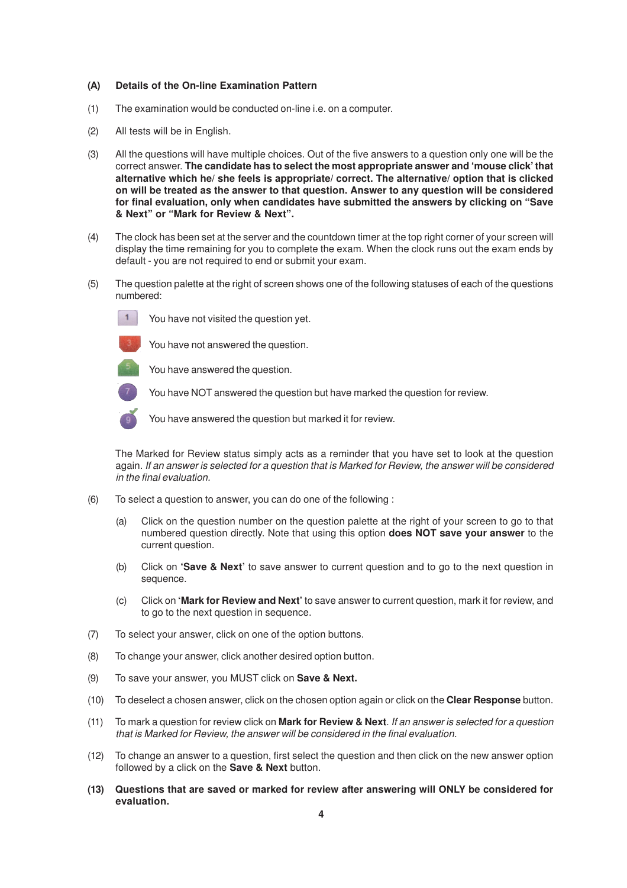**(A) Details of the On-line Examination Pattern**

(1) The examination would be conducted on-line i.e. on a computer.

(2) All tests will be in English.

(3) All the questions will have multiple choices. Out of the five answers to a question only one will be the correct answer. **The candidate has to select the most appropriate answer and 'mouse click' that alternative which he/ she feels is appropriate/ correct. The alternative/ option that is clicked on will be treated as the answer to that question. Answer to any question will be considered for final evaluation, only when candidates have submitted the answers by clicking on "Save & Next" or "Mark for Review & Next".**

(4) The clock has been set at the server and the countdown timer at the top right corner of your screen will display the time remaining for you to complete the exam. When the clock runs out the exam ends by default - you are not required to end or submit your exam.

(5) The question palette at the right of screen shows one of the following statuses of each of the questions numbered:

- 1 — You have not visited the question yet.
- 3 — You have not answered the question.
- 5 — You have answered the question.
- 7 — You have NOT answered the question but have marked the question for review.
- 9 — You have answered the question but marked it for review.

The Marked for Review status simply acts as a reminder that you have set to look at the question again. *If an answer is selected for a question that is Marked for Review, the answer will be considered in the final evaluation.*

(6) To select a question to answer, you can do one of the following :

(a) Click on the question number on the question palette at the right of your screen to go to that numbered question directly. Note that using this option **does NOT save your answer** to the current question.

(b) Click on **'Save & Next'** to save answer to current question and to go to the next question in sequence.

(c) Click on **'Mark for Review and Next'** to save answer to current question, mark it for review, and to go to the next question in sequence.

(7) To select your answer, click on one of the option buttons.

(8) To change your answer, click another desired option button.

(9) To save your answer, you MUST click on **Save & Next.**

(10) To deselect a chosen answer, click on the chosen option again or click on the **Clear Response** button.

(11) To mark a question for review click on **Mark for Review & Next**. *If an answer is selected for a question that is Marked for Review, the answer will be considered in the final evaluation.*

(12) To change an answer to a question, first select the question and then click on the new answer option followed by a click on the **Save & Next** button.

**(13) Questions that are saved or marked for review after answering will ONLY be considered for evaluation.**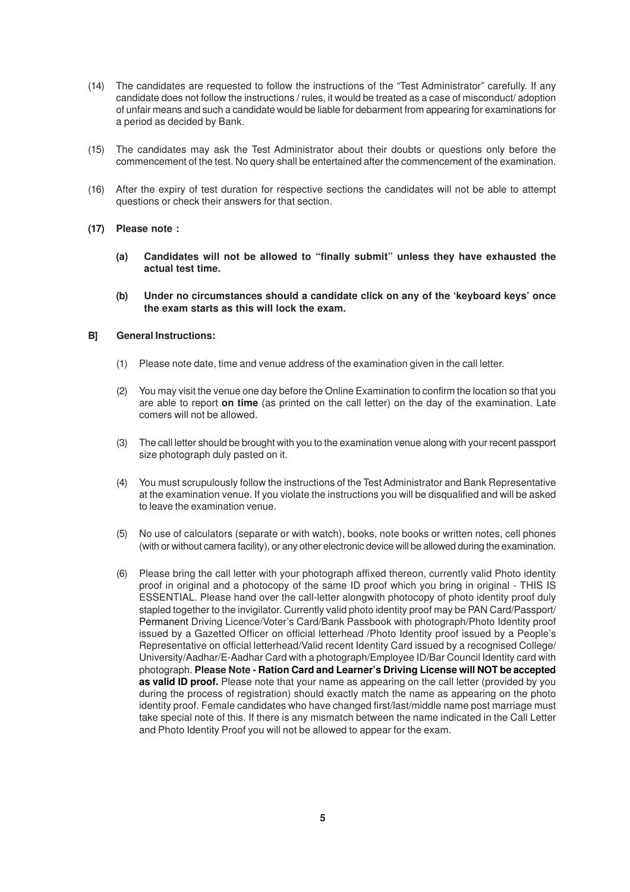(14) The candidates are requested to follow the instructions of the "Test Administrator" carefully. If any candidate does not follow the instructions / rules, it would be treated as a case of misconduct/ adoption of unfair means and such a candidate would be liable for debarment from appearing for examinations for a period as decided by Bank.

(15) The candidates may ask the Test Administrator about their doubts or questions only before the commencement of the test. No query shall be entertained after the commencement of the examination.

(16) After the expiry of test duration for respective sections the candidates will not be able to attempt questions or check their answers for that section.

**(17) Please note :**

**(a) Candidates will not be allowed to "finally submit" unless they have exhausted the actual test time.**

**(b) Under no circumstances should a candidate click on any of the 'keyboard keys' once the exam starts as this will lock the exam.**

**B] General Instructions:**

(1) Please note date, time and venue address of the examination given in the call letter.

(2) You may visit the venue one day before the Online Examination to confirm the location so that you are able to report **on time** (as printed on the call letter) on the day of the examination. Late comers will not be allowed.

(3) The call letter should be brought with you to the examination venue along with your recent passport size photograph duly pasted on it.

(4) You must scrupulously follow the instructions of the Test Administrator and Bank Representative at the examination venue. If you violate the instructions you will be disqualified and will be asked to leave the examination venue.

(5) No use of calculators (separate or with watch), books, note books or written notes, cell phones (with or without camera facility), or any other electronic device will be allowed during the examination.

(6) Please bring the call letter with your photograph affixed thereon, currently valid Photo identity proof in original and a photocopy of the same ID proof which you bring in original - THIS IS ESSENTIAL. Please hand over the call-letter alongwith photocopy of photo identity proof duly stapled together to the invigilator. Currently valid photo identity proof may be PAN Card/Passport/ Permanent Driving Licence/Voter's Card/Bank Passbook with photograph/Photo Identity proof issued by a Gazetted Officer on official letterhead /Photo Identity proof issued by a People's Representative on official letterhead/Valid recent Identity Card issued by a recognised College/ University/Aadhar/E-Aadhar Card with a photograph/Employee ID/Bar Council Identity card with photograph. **Please Note - Ration Card and Learner's Driving License will NOT be accepted as valid ID proof.** Please note that your name as appearing on the call letter (provided by you during the process of registration) should exactly match the name as appearing on the photo identity proof. Female candidates who have changed first/last/middle name post marriage must take special note of this. If there is any mismatch between the name indicated in the Call Letter and Photo Identity Proof you will not be allowed to appear for the exam.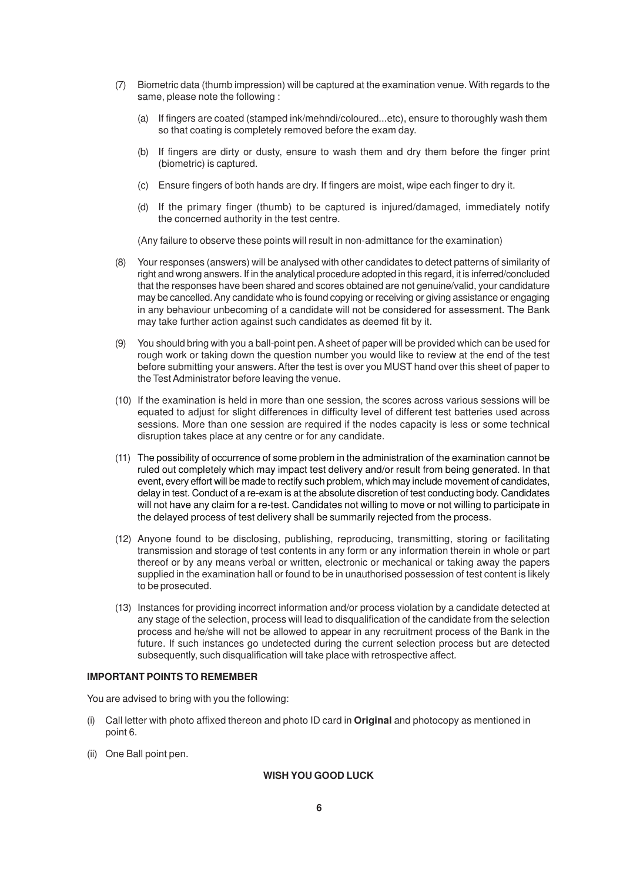(7) Biometric data (thumb impression) will be captured at the examination venue. With regards to the same, please note the following :

   (a) If fingers are coated (stamped ink/mehndi/coloured...etc), ensure to thoroughly wash them so that coating is completely removed before the exam day.

   (b) If fingers are dirty or dusty, ensure to wash them and dry them before the finger print (biometric) is captured.

   (c) Ensure fingers of both hands are dry. If fingers are moist, wipe each finger to dry it.

   (d) If the primary finger (thumb) to be captured is injured/damaged, immediately notify the concerned authority in the test centre.

   (Any failure to observe these points will result in non-admittance for the examination)

(8) Your responses (answers) will be analysed with other candidates to detect patterns of similarity of right and wrong answers. If in the analytical procedure adopted in this regard, it is inferred/concluded that the responses have been shared and scores obtained are not genuine/valid, your candidature may be cancelled. Any candidate who is found copying or receiving or giving assistance or engaging in any behaviour unbecoming of a candidate will not be considered for assessment. The Bank may take further action against such candidates as deemed fit by it.

(9) You should bring with you a ball-point pen. A sheet of paper will be provided which can be used for rough work or taking down the question number you would like to review at the end of the test before submitting your answers. After the test is over you MUST hand over this sheet of paper to the Test Administrator before leaving the venue.

(10) If the examination is held in more than one session, the scores across various sessions will be equated to adjust for slight differences in difficulty level of different test batteries used across sessions. More than one session are required if the nodes capacity is less or some technical disruption takes place at any centre or for any candidate.

(11) The possibility of occurrence of some problem in the administration of the examination cannot be ruled out completely which may impact test delivery and/or result from being generated. In that event, every effort will be made to rectify such problem, which may include movement of candidates, delay in test. Conduct of a re-exam is at the absolute discretion of test conducting body. Candidates will not have any claim for a re-test. Candidates not willing to move or not willing to participate in the delayed process of test delivery shall be summarily rejected from the process.

(12) Anyone found to be disclosing, publishing, reproducing, transmitting, storing or facilitating transmission and storage of test contents in any form or any information therein in whole or part thereof or by any means verbal or written, electronic or mechanical or taking away the papers supplied in the examination hall or found to be in unauthorised possession of test content is likely to be prosecuted.

(13) Instances for providing incorrect information and/or process violation by a candidate detected at any stage of the selection, process will lead to disqualification of the candidate from the selection process and he/she will not be allowed to appear in any recruitment process of the Bank in the future. If such instances go undetected during the current selection process but are detected subsequently, such disqualification will take place with retrospective affect.

**IMPORTANT POINTS TO REMEMBER**

You are advised to bring with you the following:

(i) Call letter with photo affixed thereon and photo ID card in **Original** and photocopy as mentioned in point 6.

(ii) One Ball point pen.

**WISH YOU GOOD LUCK**